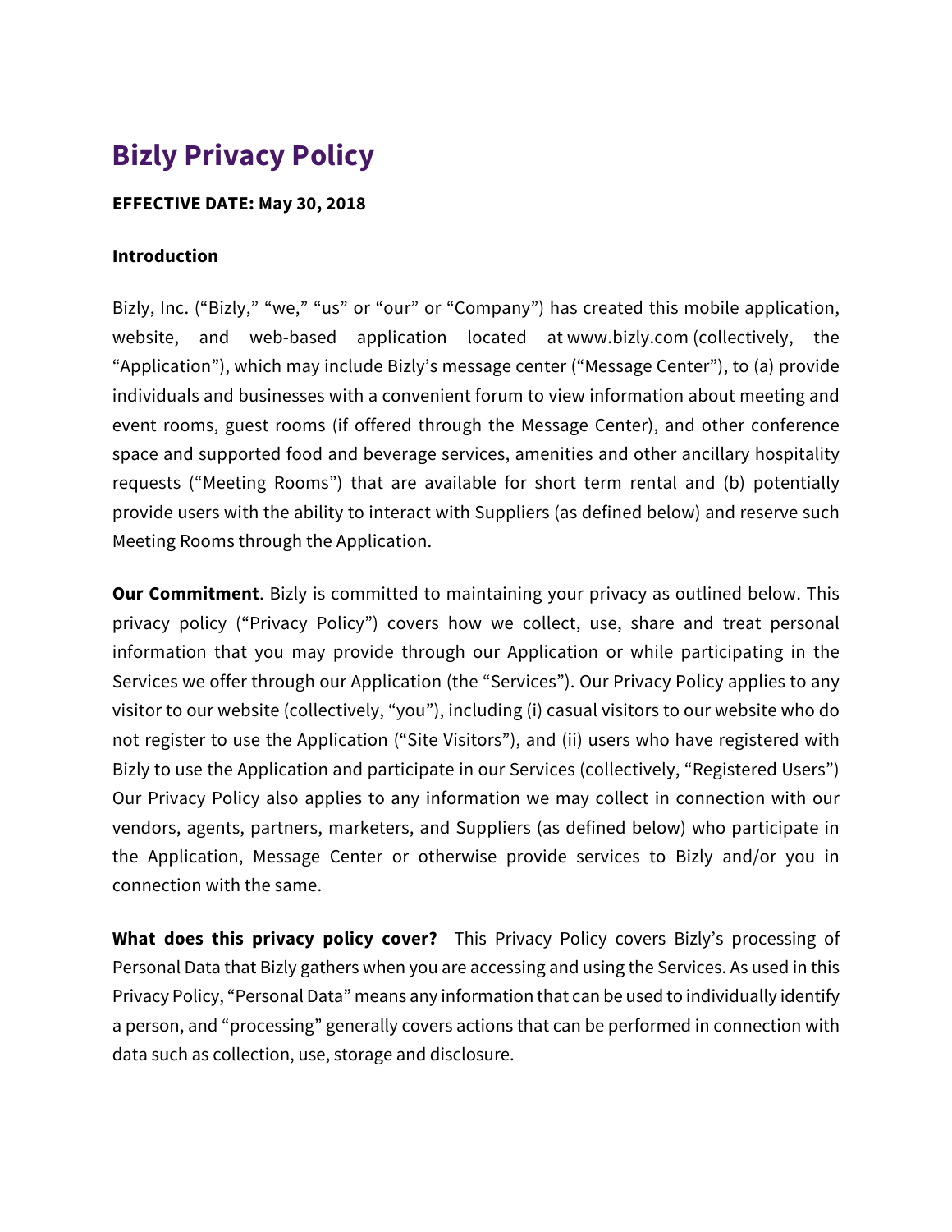# Bizly Privacy Policy

**EFFECTIVE DATE: May 30, 2018**

**Introduction**

Bizly, Inc. ("Bizly," "we," "us" or "our" or "Company") has created this mobile application, website, and web-based application located at www.bizly.com (collectively, the "Application"), which may include Bizly's message center ("Message Center"), to (a) provide individuals and businesses with a convenient forum to view information about meeting and event rooms, guest rooms (if offered through the Message Center), and other conference space and supported food and beverage services, amenities and other ancillary hospitality requests ("Meeting Rooms") that are available for short term rental and (b) potentially provide users with the ability to interact with Suppliers (as defined below) and reserve such Meeting Rooms through the Application.

**Our Commitment**. Bizly is committed to maintaining your privacy as outlined below. This privacy policy ("Privacy Policy") covers how we collect, use, share and treat personal information that you may provide through our Application or while participating in the Services we offer through our Application (the "Services"). Our Privacy Policy applies to any visitor to our website (collectively, "you"), including (i) casual visitors to our website who do not register to use the Application ("Site Visitors"), and (ii) users who have registered with Bizly to use the Application and participate in our Services (collectively, "Registered Users") Our Privacy Policy also applies to any information we may collect in connection with our vendors, agents, partners, marketers, and Suppliers (as defined below) who participate in the Application, Message Center or otherwise provide services to Bizly and/or you in connection with the same.

**What does this privacy policy cover?** This Privacy Policy covers Bizly's processing of Personal Data that Bizly gathers when you are accessing and using the Services. As used in this Privacy Policy, "Personal Data" means any information that can be used to individually identify a person, and "processing" generally covers actions that can be performed in connection with data such as collection, use, storage and disclosure.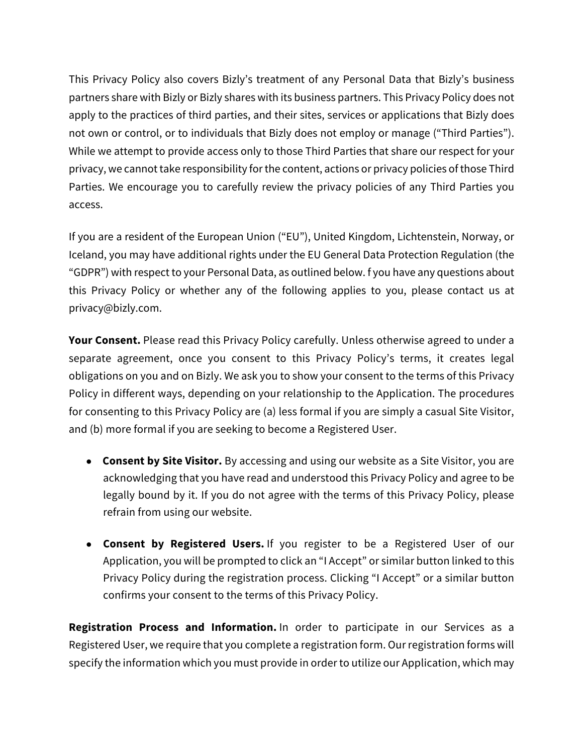This Privacy Policy also covers Bizly's treatment of any Personal Data that Bizly's business partners share with Bizly or Bizly shares with its business partners. This Privacy Policy does not apply to the practices of third parties, and their sites, services or applications that Bizly does not own or control, or to individuals that Bizly does not employ or manage ("Third Parties"). While we attempt to provide access only to those Third Parties that share our respect for your privacy, we cannot take responsibility for the content, actions or privacy policies of those Third Parties. We encourage you to carefully review the privacy policies of any Third Parties you access.

If you are a resident of the European Union ("EU"), United Kingdom, Lichtenstein, Norway, or Iceland, you may have additional rights under the EU General Data Protection Regulation (the "GDPR") with respect to your Personal Data, as outlined below. f you have any questions about this Privacy Policy or whether any of the following applies to you, please contact us at privacy@bizly.com.

**Your Consent.** Please read this Privacy Policy carefully. Unless otherwise agreed to under a separate agreement, once you consent to this Privacy Policy's terms, it creates legal obligations on you and on Bizly. We ask you to show your consent to the terms of this Privacy Policy in different ways, depending on your relationship to the Application. The procedures for consenting to this Privacy Policy are (a) less formal if you are simply a casual Site Visitor, and (b) more formal if you are seeking to become a Registered User.

- **Consent by Site Visitor.** By accessing and using our website as a Site Visitor, you are acknowledging that you have read and understood this Privacy Policy and agree to be legally bound by it. If you do not agree with the terms of this Privacy Policy, please refrain from using our website.

- **Consent by Registered Users.** If you register to be a Registered User of our Application, you will be prompted to click an "I Accept" or similar button linked to this Privacy Policy during the registration process. Clicking "I Accept" or a similar button confirms your consent to the terms of this Privacy Policy.

**Registration Process and Information.** In order to participate in our Services as a Registered User, we require that you complete a registration form. Our registration forms will specify the information which you must provide in order to utilize our Application, which may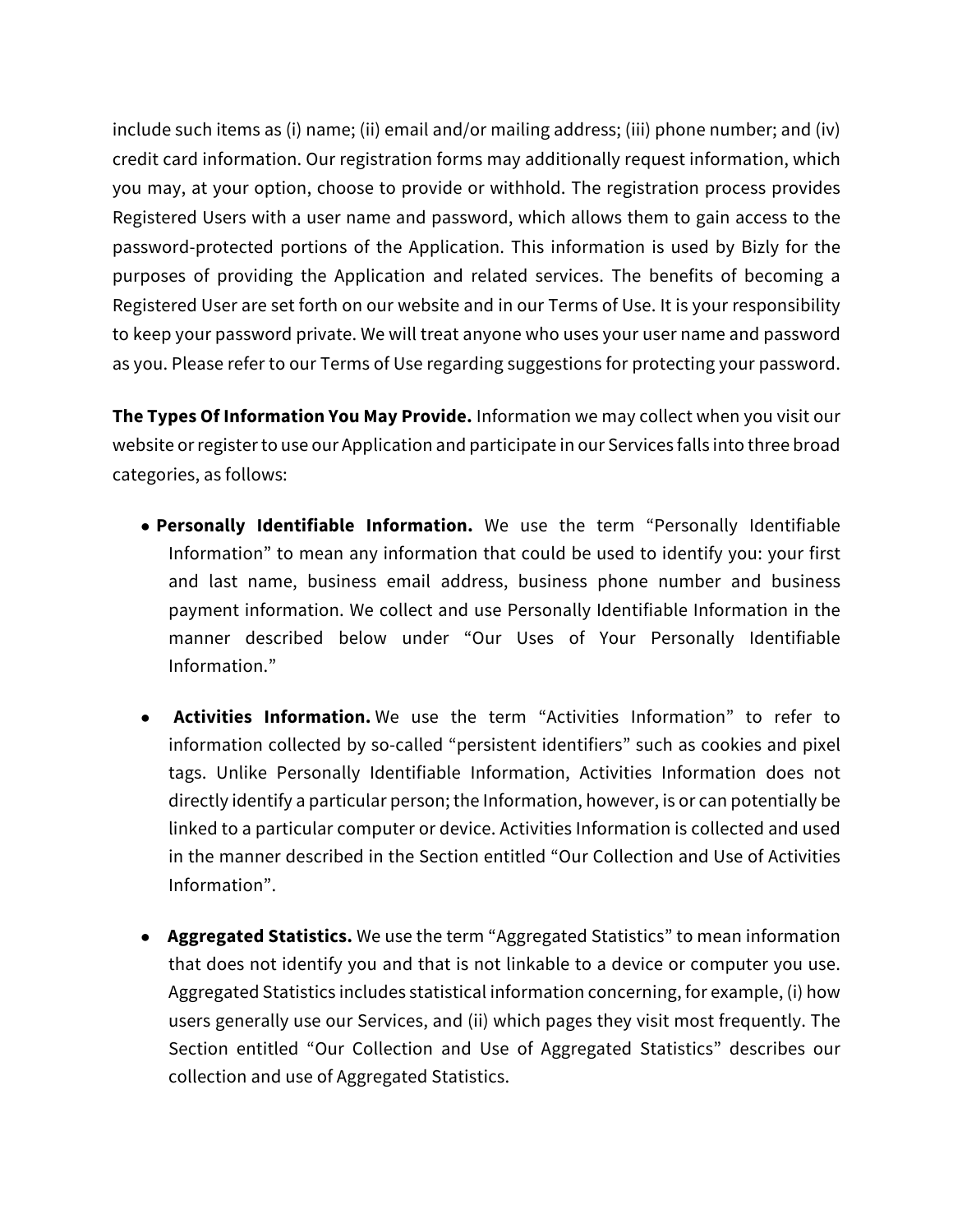include such items as (i) name; (ii) email and/or mailing address; (iii) phone number; and (iv) credit card information. Our registration forms may additionally request information, which you may, at your option, choose to provide or withhold. The registration process provides Registered Users with a user name and password, which allows them to gain access to the password-protected portions of the Application. This information is used by Bizly for the purposes of providing the Application and related services. The benefits of becoming a Registered User are set forth on our website and in our Terms of Use. It is your responsibility to keep your password private. We will treat anyone who uses your user name and password as you. Please refer to our Terms of Use regarding suggestions for protecting your password.

**The Types Of Information You May Provide.** Information we may collect when you visit our website or register to use our Application and participate in our Services falls into three broad categories, as follows:

- **Personally Identifiable Information.** We use the term “Personally Identifiable Information” to mean any information that could be used to identify you: your first and last name, business email address, business phone number and business payment information. We collect and use Personally Identifiable Information in the manner described below under “Our Uses of Your Personally Identifiable Information.”

- **Activities Information.** We use the term “Activities Information” to refer to information collected by so-called “persistent identifiers” such as cookies and pixel tags. Unlike Personally Identifiable Information, Activities Information does not directly identify a particular person; the Information, however, is or can potentially be linked to a particular computer or device. Activities Information is collected and used in the manner described in the Section entitled “Our Collection and Use of Activities Information”.

- **Aggregated Statistics.** We use the term “Aggregated Statistics” to mean information that does not identify you and that is not linkable to a device or computer you use. Aggregated Statistics includes statistical information concerning, for example, (i) how users generally use our Services, and (ii) which pages they visit most frequently. The Section entitled “Our Collection and Use of Aggregated Statistics” describes our collection and use of Aggregated Statistics.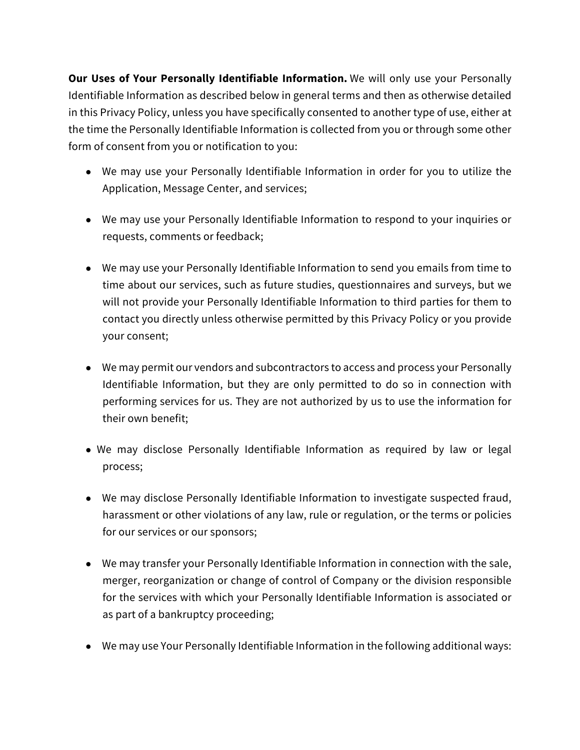**Our Uses of Your Personally Identifiable Information.** We will only use your Personally Identifiable Information as described below in general terms and then as otherwise detailed in this Privacy Policy, unless you have specifically consented to another type of use, either at the time the Personally Identifiable Information is collected from you or through some other form of consent from you or notification to you:

- We may use your Personally Identifiable Information in order for you to utilize the Application, Message Center, and services;
- We may use your Personally Identifiable Information to respond to your inquiries or requests, comments or feedback;
- We may use your Personally Identifiable Information to send you emails from time to time about our services, such as future studies, questionnaires and surveys, but we will not provide your Personally Identifiable Information to third parties for them to contact you directly unless otherwise permitted by this Privacy Policy or you provide your consent;
- We may permit our vendors and subcontractors to access and process your Personally Identifiable Information, but they are only permitted to do so in connection with performing services for us. They are not authorized by us to use the information for their own benefit;
- We may disclose Personally Identifiable Information as required by law or legal process;
- We may disclose Personally Identifiable Information to investigate suspected fraud, harassment or other violations of any law, rule or regulation, or the terms or policies for our services or our sponsors;
- We may transfer your Personally Identifiable Information in connection with the sale, merger, reorganization or change of control of Company or the division responsible for the services with which your Personally Identifiable Information is associated or as part of a bankruptcy proceeding;
- We may use Your Personally Identifiable Information in the following additional ways: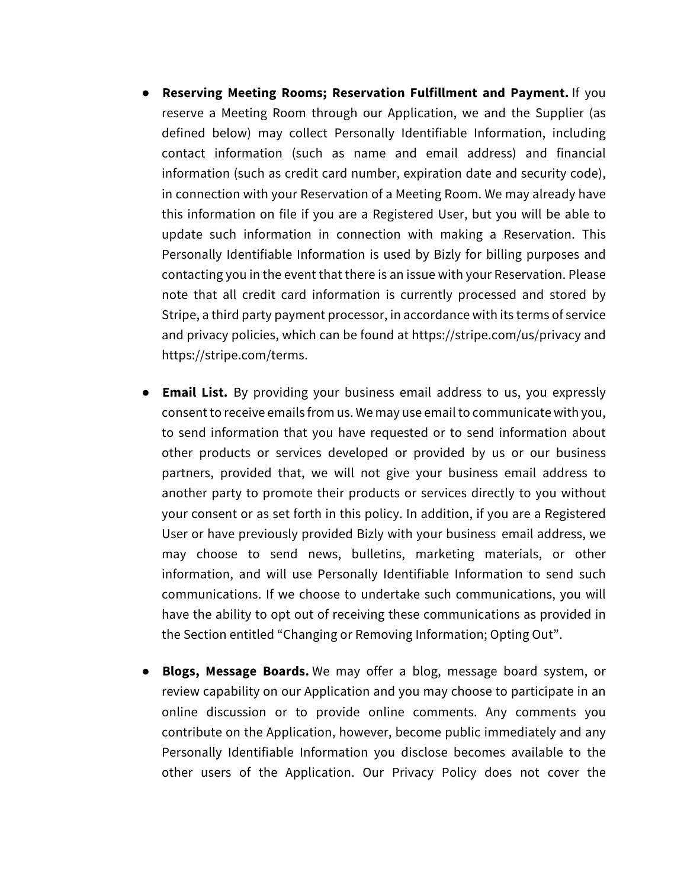- **Reserving Meeting Rooms; Reservation Fulfillment and Payment.** If you reserve a Meeting Room through our Application, we and the Supplier (as defined below) may collect Personally Identifiable Information, including contact information (such as name and email address) and financial information (such as credit card number, expiration date and security code), in connection with your Reservation of a Meeting Room. We may already have this information on file if you are a Registered User, but you will be able to update such information in connection with making a Reservation. This Personally Identifiable Information is used by Bizly for billing purposes and contacting you in the event that there is an issue with your Reservation. Please note that all credit card information is currently processed and stored by Stripe, a third party payment processor, in accordance with its terms of service and privacy policies, which can be found at https://stripe.com/us/privacy and https://stripe.com/terms.

- **Email List.** By providing your business email address to us, you expressly consent to receive emails from us. We may use email to communicate with you, to send information that you have requested or to send information about other products or services developed or provided by us or our business partners, provided that, we will not give your business email address to another party to promote their products or services directly to you without your consent or as set forth in this policy. In addition, if you are a Registered User or have previously provided Bizly with your business email address, we may choose to send news, bulletins, marketing materials, or other information, and will use Personally Identifiable Information to send such communications. If we choose to undertake such communications, you will have the ability to opt out of receiving these communications as provided in the Section entitled "Changing or Removing Information; Opting Out".

- **Blogs, Message Boards.** We may offer a blog, message board system, or review capability on our Application and you may choose to participate in an online discussion or to provide online comments. Any comments you contribute on the Application, however, become public immediately and any Personally Identifiable Information you disclose becomes available to the other users of the Application. Our Privacy Policy does not cover the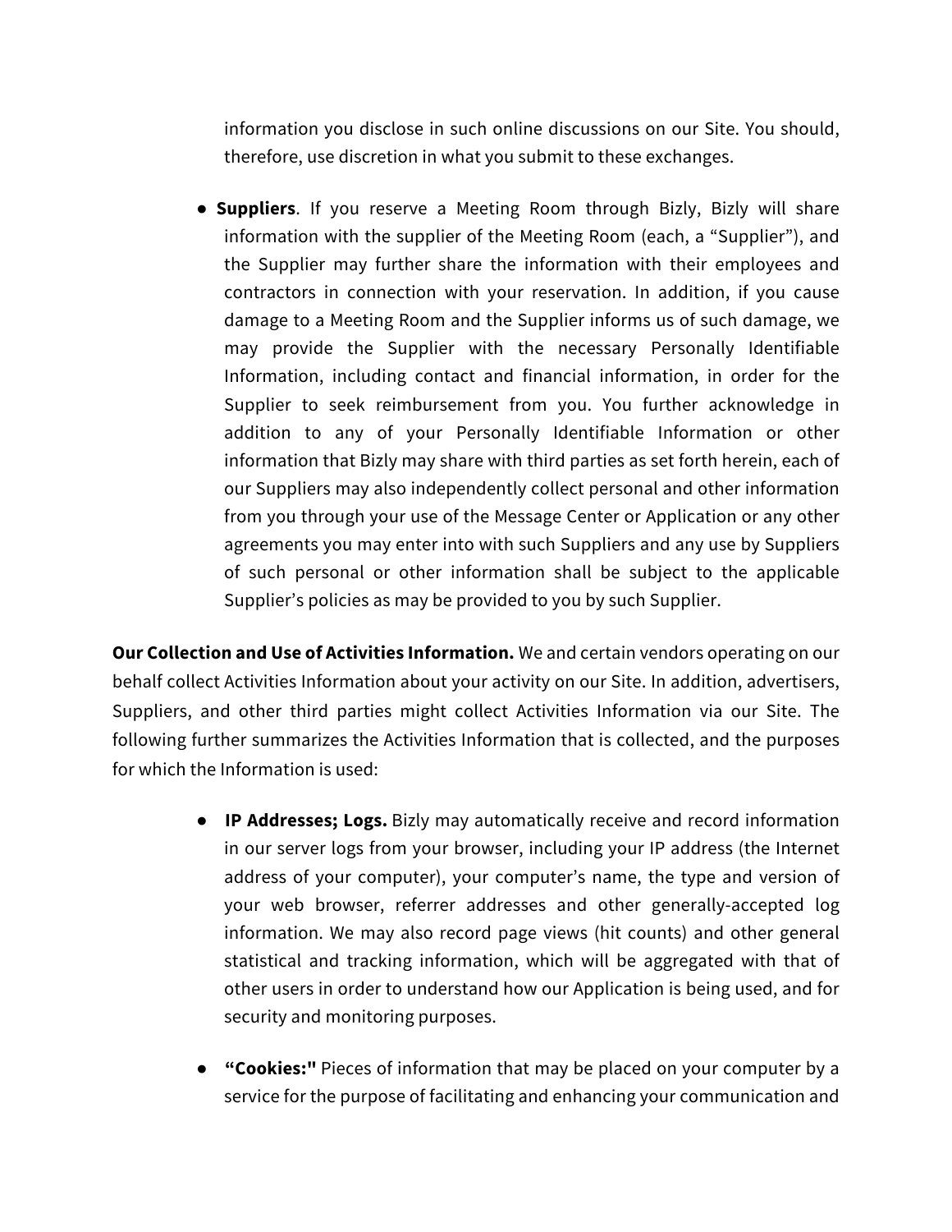information you disclose in such online discussions on our Site. You should, therefore, use discretion in what you submit to these exchanges.

- **Suppliers**. If you reserve a Meeting Room through Bizly, Bizly will share information with the supplier of the Meeting Room (each, a "Supplier"), and the Supplier may further share the information with their employees and contractors in connection with your reservation. In addition, if you cause damage to a Meeting Room and the Supplier informs us of such damage, we may provide the Supplier with the necessary Personally Identifiable Information, including contact and financial information, in order for the Supplier to seek reimbursement from you. You further acknowledge in addition to any of your Personally Identifiable Information or other information that Bizly may share with third parties as set forth herein, each of our Suppliers may also independently collect personal and other information from you through your use of the Message Center or Application or any other agreements you may enter into with such Suppliers and any use by Suppliers of such personal or other information shall be subject to the applicable Supplier's policies as may be provided to you by such Supplier.

**Our Collection and Use of Activities Information.** We and certain vendors operating on our behalf collect Activities Information about your activity on our Site. In addition, advertisers, Suppliers, and other third parties might collect Activities Information via our Site. The following further summarizes the Activities Information that is collected, and the purposes for which the Information is used:

- **IP Addresses; Logs.** Bizly may automatically receive and record information in our server logs from your browser, including your IP address (the Internet address of your computer), your computer's name, the type and version of your web browser, referrer addresses and other generally-accepted log information. We may also record page views (hit counts) and other general statistical and tracking information, which will be aggregated with that of other users in order to understand how our Application is being used, and for security and monitoring purposes.

- **"Cookies:"** Pieces of information that may be placed on your computer by a service for the purpose of facilitating and enhancing your communication and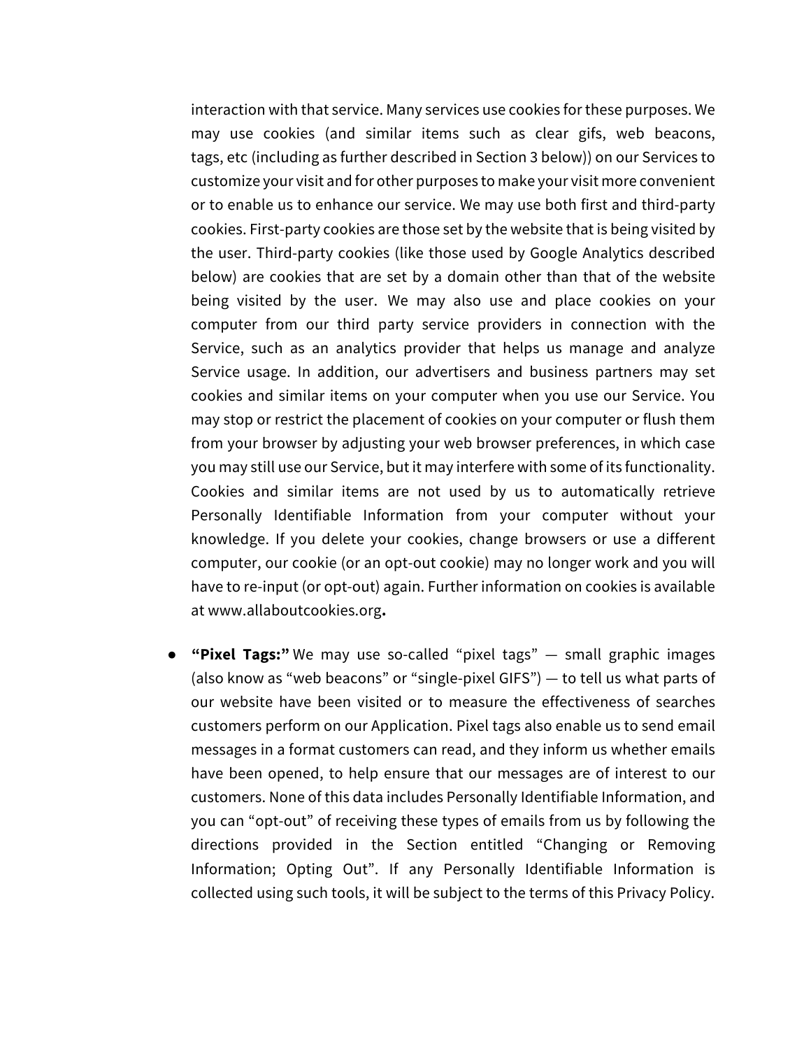interaction with that service. Many services use cookies for these purposes. We may use cookies (and similar items such as clear gifs, web beacons, tags, etc (including as further described in Section 3 below)) on our Services to customize your visit and for other purposes to make your visit more convenient or to enable us to enhance our service. We may use both first and third-party cookies. First-party cookies are those set by the website that is being visited by the user. Third-party cookies (like those used by Google Analytics described below) are cookies that are set by a domain other than that of the website being visited by the user. We may also use and place cookies on your computer from our third party service providers in connection with the Service, such as an analytics provider that helps us manage and analyze Service usage. In addition, our advertisers and business partners may set cookies and similar items on your computer when you use our Service. You may stop or restrict the placement of cookies on your computer or flush them from your browser by adjusting your web browser preferences, in which case you may still use our Service, but it may interfere with some of its functionality. Cookies and similar items are not used by us to automatically retrieve Personally Identifiable Information from your computer without your knowledge. If you delete your cookies, change browsers or use a different computer, our cookie (or an opt-out cookie) may no longer work and you will have to re-input (or opt-out) again. Further information on cookies is available at www.allaboutcookies.org**.**

- **"Pixel Tags:"** We may use so-called "pixel tags" — small graphic images (also know as "web beacons" or "single-pixel GIFS") — to tell us what parts of our website have been visited or to measure the effectiveness of searches customers perform on our Application. Pixel tags also enable us to send email messages in a format customers can read, and they inform us whether emails have been opened, to help ensure that our messages are of interest to our customers. None of this data includes Personally Identifiable Information, and you can "opt-out" of receiving these types of emails from us by following the directions provided in the Section entitled "Changing or Removing Information; Opting Out". If any Personally Identifiable Information is collected using such tools, it will be subject to the terms of this Privacy Policy.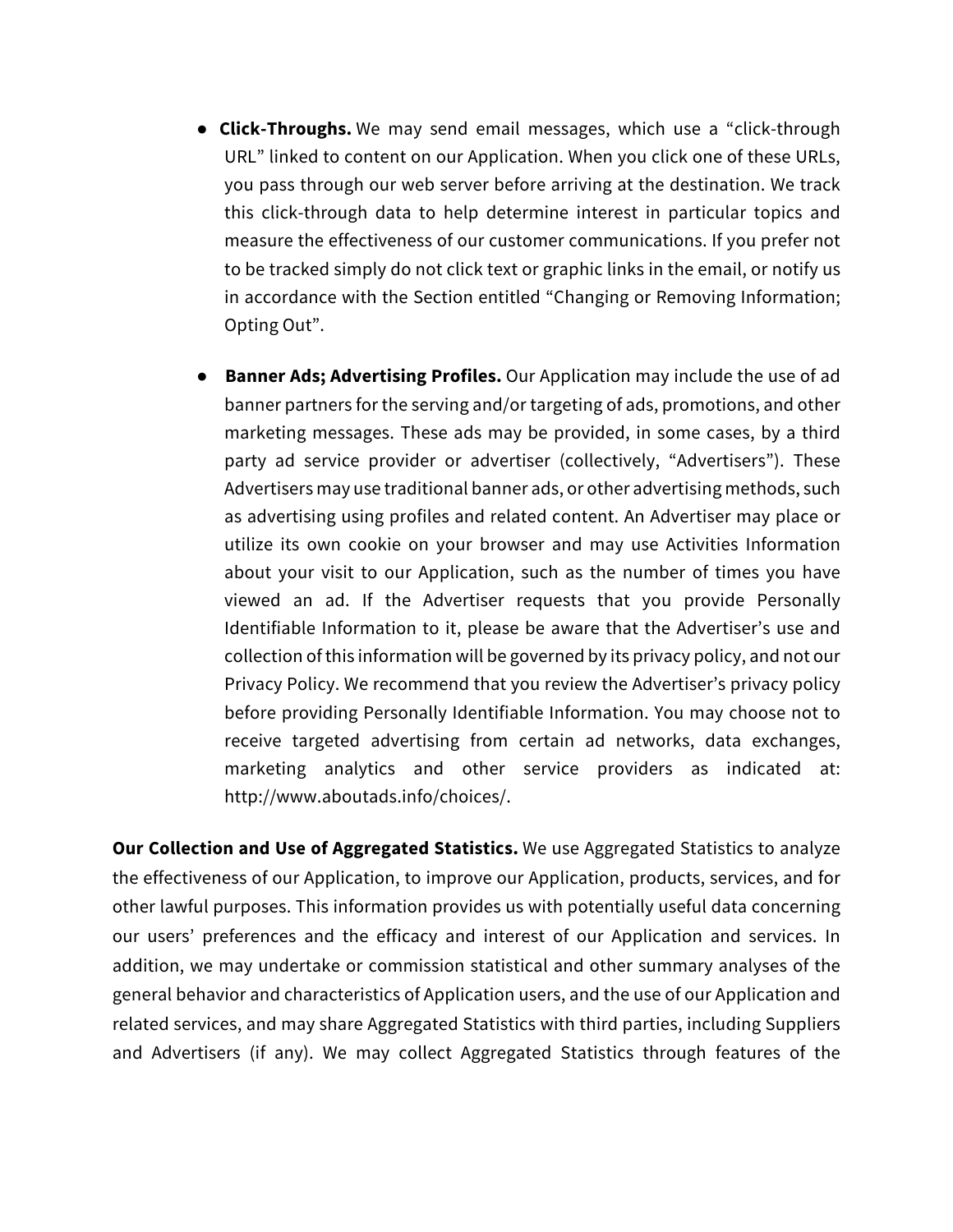- **Click-Throughs.** We may send email messages, which use a "click-through URL" linked to content on our Application. When you click one of these URLs, you pass through our web server before arriving at the destination. We track this click-through data to help determine interest in particular topics and measure the effectiveness of our customer communications. If you prefer not to be tracked simply do not click text or graphic links in the email, or notify us in accordance with the Section entitled "Changing or Removing Information; Opting Out".

- **Banner Ads; Advertising Profiles.** Our Application may include the use of ad banner partners for the serving and/or targeting of ads, promotions, and other marketing messages. These ads may be provided, in some cases, by a third party ad service provider or advertiser (collectively, "Advertisers"). These Advertisers may use traditional banner ads, or other advertising methods, such as advertising using profiles and related content. An Advertiser may place or utilize its own cookie on your browser and may use Activities Information about your visit to our Application, such as the number of times you have viewed an ad. If the Advertiser requests that you provide Personally Identifiable Information to it, please be aware that the Advertiser's use and collection of this information will be governed by its privacy policy, and not our Privacy Policy. We recommend that you review the Advertiser's privacy policy before providing Personally Identifiable Information. You may choose not to receive targeted advertising from certain ad networks, data exchanges, marketing analytics and other service providers as indicated at: http://www.aboutads.info/choices/.

**Our Collection and Use of Aggregated Statistics.** We use Aggregated Statistics to analyze the effectiveness of our Application, to improve our Application, products, services, and for other lawful purposes. This information provides us with potentially useful data concerning our users' preferences and the efficacy and interest of our Application and services. In addition, we may undertake or commission statistical and other summary analyses of the general behavior and characteristics of Application users, and the use of our Application and related services, and may share Aggregated Statistics with third parties, including Suppliers and Advertisers (if any). We may collect Aggregated Statistics through features of the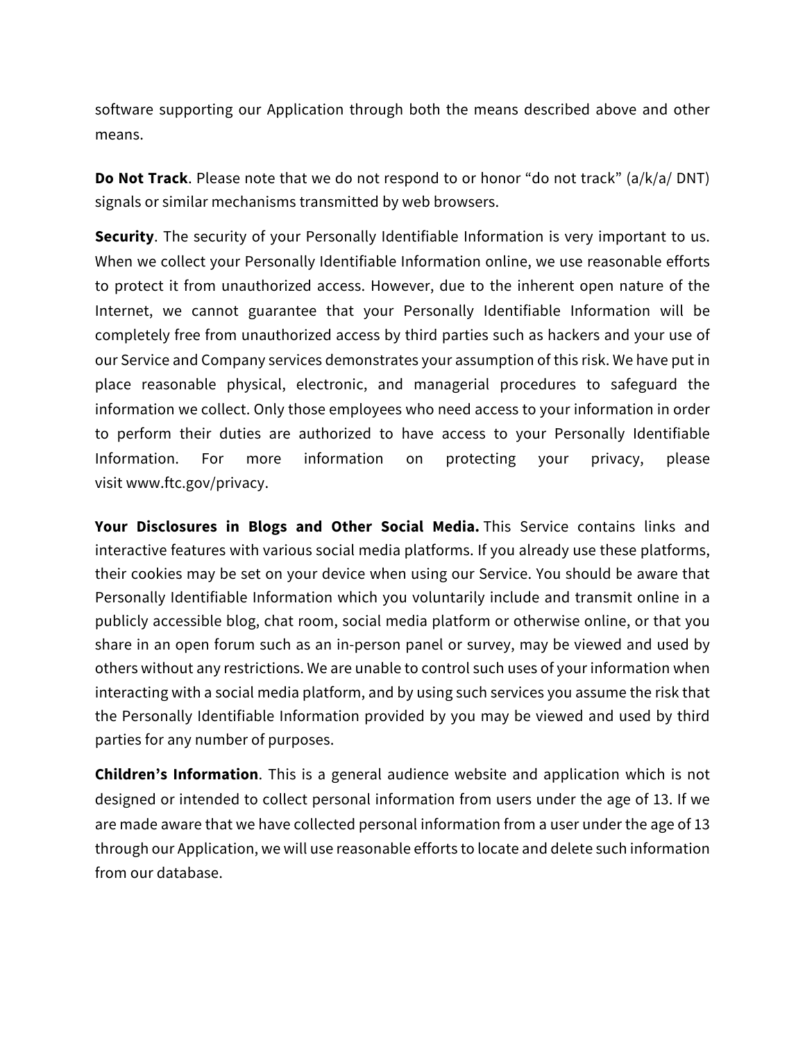software supporting our Application through both the means described above and other means.

**Do Not Track**. Please note that we do not respond to or honor “do not track” (a/k/a/ DNT) signals or similar mechanisms transmitted by web browsers.

**Security**. The security of your Personally Identifiable Information is very important to us. When we collect your Personally Identifiable Information online, we use reasonable efforts to protect it from unauthorized access. However, due to the inherent open nature of the Internet, we cannot guarantee that your Personally Identifiable Information will be completely free from unauthorized access by third parties such as hackers and your use of our Service and Company services demonstrates your assumption of this risk. We have put in place reasonable physical, electronic, and managerial procedures to safeguard the information we collect. Only those employees who need access to your information in order to perform their duties are authorized to have access to your Personally Identifiable Information. For more information on protecting your privacy, please visit www.ftc.gov/privacy.

**Your Disclosures in Blogs and Other Social Media.** This Service contains links and interactive features with various social media platforms. If you already use these platforms, their cookies may be set on your device when using our Service. You should be aware that Personally Identifiable Information which you voluntarily include and transmit online in a publicly accessible blog, chat room, social media platform or otherwise online, or that you share in an open forum such as an in-person panel or survey, may be viewed and used by others without any restrictions. We are unable to control such uses of your information when interacting with a social media platform, and by using such services you assume the risk that the Personally Identifiable Information provided by you may be viewed and used by third parties for any number of purposes.

**Children’s Information**. This is a general audience website and application which is not designed or intended to collect personal information from users under the age of 13. If we are made aware that we have collected personal information from a user under the age of 13 through our Application, we will use reasonable efforts to locate and delete such information from our database.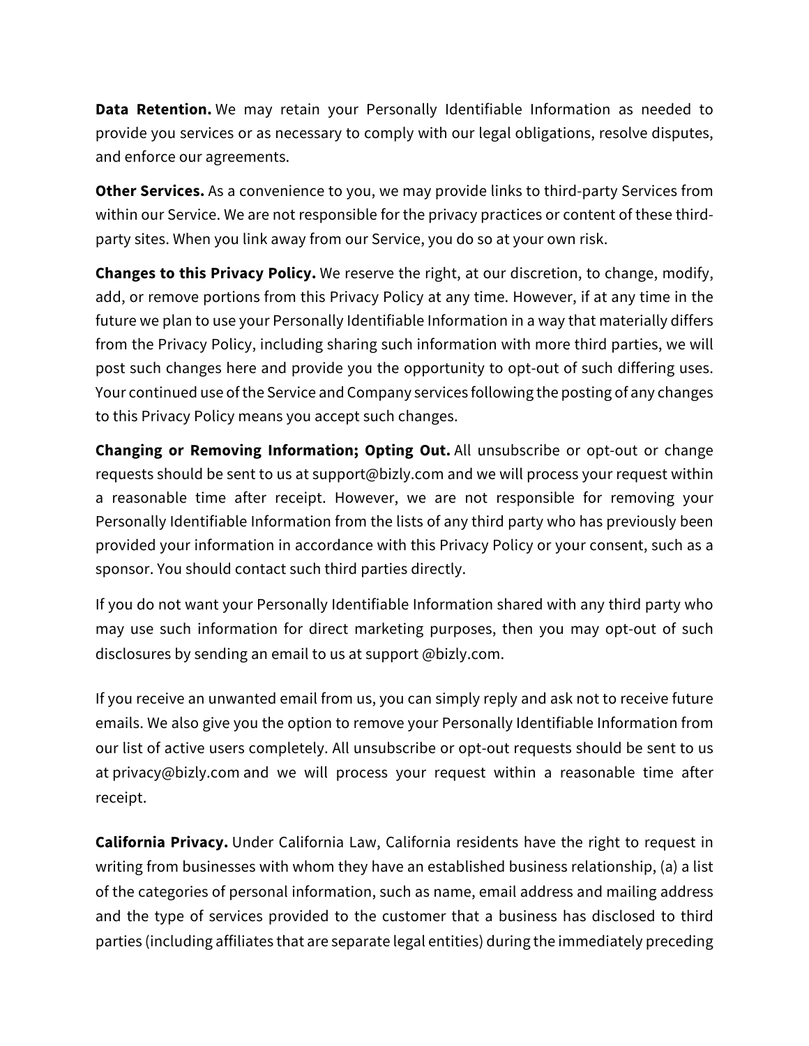**Data Retention.** We may retain your Personally Identifiable Information as needed to provide you services or as necessary to comply with our legal obligations, resolve disputes, and enforce our agreements.

**Other Services.** As a convenience to you, we may provide links to third-party Services from within our Service. We are not responsible for the privacy practices or content of these third-party sites. When you link away from our Service, you do so at your own risk.

**Changes to this Privacy Policy.** We reserve the right, at our discretion, to change, modify, add, or remove portions from this Privacy Policy at any time. However, if at any time in the future we plan to use your Personally Identifiable Information in a way that materially differs from the Privacy Policy, including sharing such information with more third parties, we will post such changes here and provide you the opportunity to opt-out of such differing uses. Your continued use of the Service and Company services following the posting of any changes to this Privacy Policy means you accept such changes.

**Changing or Removing Information; Opting Out.** All unsubscribe or opt-out or change requests should be sent to us at support@bizly.com and we will process your request within a reasonable time after receipt. However, we are not responsible for removing your Personally Identifiable Information from the lists of any third party who has previously been provided your information in accordance with this Privacy Policy or your consent, such as a sponsor. You should contact such third parties directly.

If you do not want your Personally Identifiable Information shared with any third party who may use such information for direct marketing purposes, then you may opt-out of such disclosures by sending an email to us at support @bizly.com.

If you receive an unwanted email from us, you can simply reply and ask not to receive future emails. We also give you the option to remove your Personally Identifiable Information from our list of active users completely. All unsubscribe or opt-out requests should be sent to us at privacy@bizly.com and we will process your request within a reasonable time after receipt.

**California Privacy.** Under California Law, California residents have the right to request in writing from businesses with whom they have an established business relationship, (a) a list of the categories of personal information, such as name, email address and mailing address and the type of services provided to the customer that a business has disclosed to third parties (including affiliates that are separate legal entities) during the immediately preceding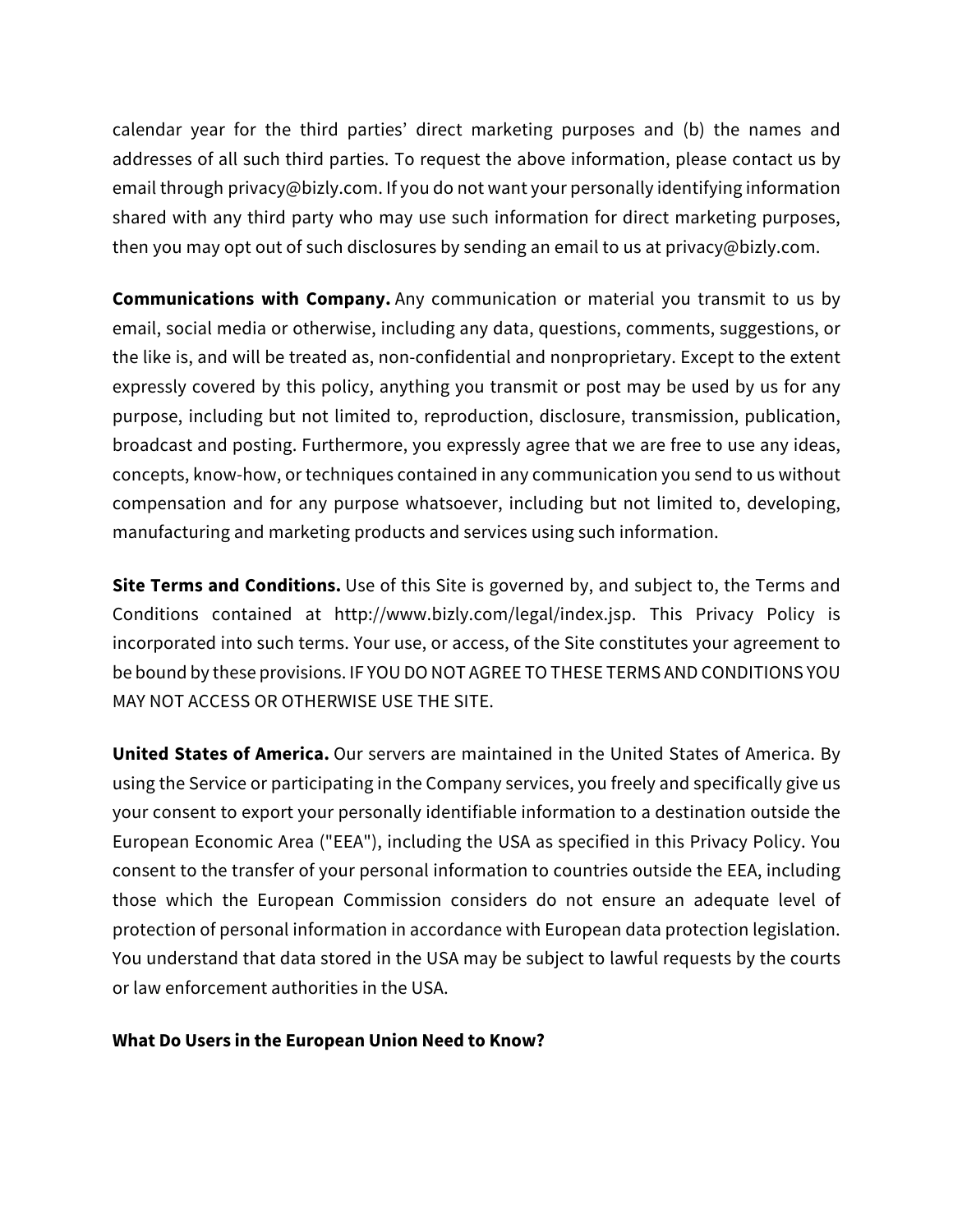calendar year for the third parties' direct marketing purposes and (b) the names and addresses of all such third parties. To request the above information, please contact us by email through privacy@bizly.com. If you do not want your personally identifying information shared with any third party who may use such information for direct marketing purposes, then you may opt out of such disclosures by sending an email to us at privacy@bizly.com.

**Communications with Company.** Any communication or material you transmit to us by email, social media or otherwise, including any data, questions, comments, suggestions, or the like is, and will be treated as, non-confidential and nonproprietary. Except to the extent expressly covered by this policy, anything you transmit or post may be used by us for any purpose, including but not limited to, reproduction, disclosure, transmission, publication, broadcast and posting. Furthermore, you expressly agree that we are free to use any ideas, concepts, know-how, or techniques contained in any communication you send to us without compensation and for any purpose whatsoever, including but not limited to, developing, manufacturing and marketing products and services using such information.

**Site Terms and Conditions.** Use of this Site is governed by, and subject to, the Terms and Conditions contained at http://www.bizly.com/legal/index.jsp. This Privacy Policy is incorporated into such terms. Your use, or access, of the Site constitutes your agreement to be bound by these provisions. IF YOU DO NOT AGREE TO THESE TERMS AND CONDITIONS YOU MAY NOT ACCESS OR OTHERWISE USE THE SITE.

**United States of America.** Our servers are maintained in the United States of America. By using the Service or participating in the Company services, you freely and specifically give us your consent to export your personally identifiable information to a destination outside the European Economic Area ("EEA"), including the USA as specified in this Privacy Policy. You consent to the transfer of your personal information to countries outside the EEA, including those which the European Commission considers do not ensure an adequate level of protection of personal information in accordance with European data protection legislation. You understand that data stored in the USA may be subject to lawful requests by the courts or law enforcement authorities in the USA.

**What Do Users in the European Union Need to Know?**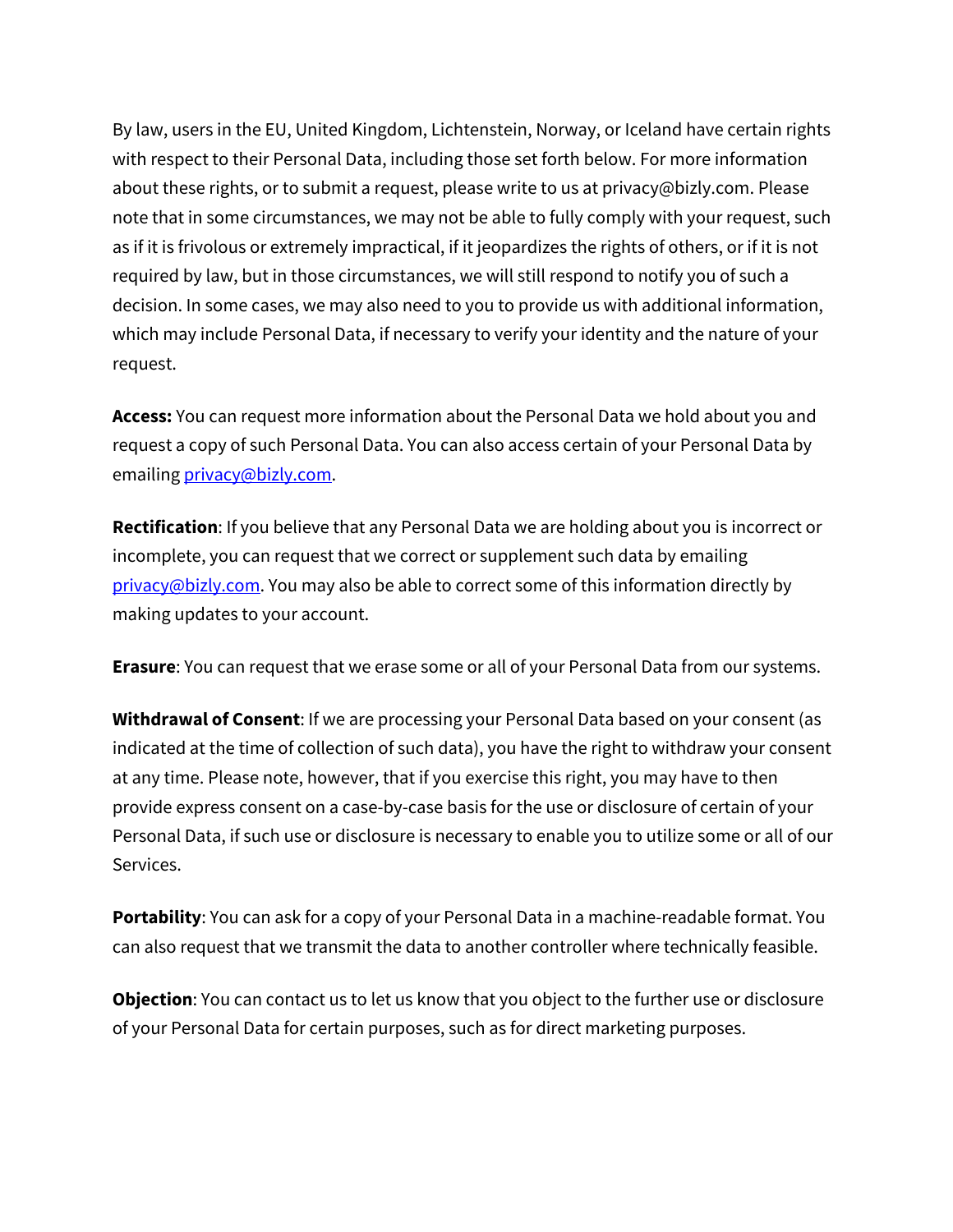By law, users in the EU, United Kingdom, Lichtenstein, Norway, or Iceland have certain rights with respect to their Personal Data, including those set forth below. For more information about these rights, or to submit a request, please write to us at privacy@bizly.com. Please note that in some circumstances, we may not be able to fully comply with your request, such as if it is frivolous or extremely impractical, if it jeopardizes the rights of others, or if it is not required by law, but in those circumstances, we will still respond to notify you of such a decision. In some cases, we may also need to you to provide us with additional information, which may include Personal Data, if necessary to verify your identity and the nature of your request.

**Access:** You can request more information about the Personal Data we hold about you and request a copy of such Personal Data. You can also access certain of your Personal Data by emailing [privacy@bizly.com](mailto:privacy@bizly.com).

**Rectification**: If you believe that any Personal Data we are holding about you is incorrect or incomplete, you can request that we correct or supplement such data by emailing [privacy@bizly.com](mailto:privacy@bizly.com). You may also be able to correct some of this information directly by making updates to your account.

**Erasure**: You can request that we erase some or all of your Personal Data from our systems.

**Withdrawal of Consent**: If we are processing your Personal Data based on your consent (as indicated at the time of collection of such data), you have the right to withdraw your consent at any time. Please note, however, that if you exercise this right, you may have to then provide express consent on a case-by-case basis for the use or disclosure of certain of your Personal Data, if such use or disclosure is necessary to enable you to utilize some or all of our Services.

**Portability**: You can ask for a copy of your Personal Data in a machine-readable format. You can also request that we transmit the data to another controller where technically feasible.

**Objection**: You can contact us to let us know that you object to the further use or disclosure of your Personal Data for certain purposes, such as for direct marketing purposes.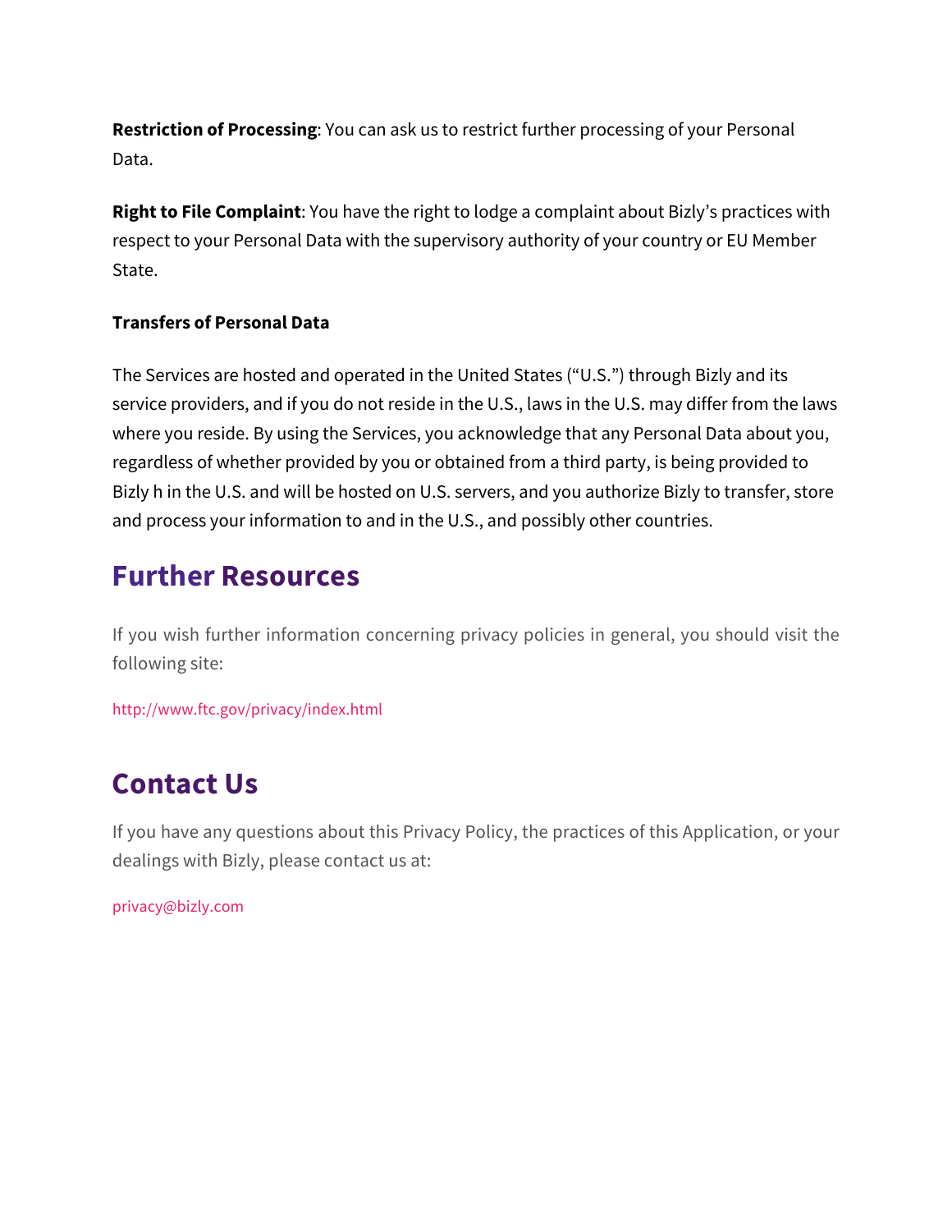**Restriction of Processing**: You can ask us to restrict further processing of your Personal Data.

**Right to File Complaint**: You have the right to lodge a complaint about Bizly's practices with respect to your Personal Data with the supervisory authority of your country or EU Member State.

**Transfers of Personal Data**

The Services are hosted and operated in the United States ("U.S.") through Bizly and its service providers, and if you do not reside in the U.S., laws in the U.S. may differ from the laws where you reside. By using the Services, you acknowledge that any Personal Data about you, regardless of whether provided by you or obtained from a third party, is being provided to Bizly h in the U.S. and will be hosted on U.S. servers, and you authorize Bizly to transfer, store and process your information to and in the U.S., and possibly other countries.

## Further Resources

If you wish further information concerning privacy policies in general, you should visit the following site:

http://www.ftc.gov/privacy/index.html

## Contact Us

If you have any questions about this Privacy Policy, the practices of this Application, or your dealings with Bizly, please contact us at:

privacy@bizly.com